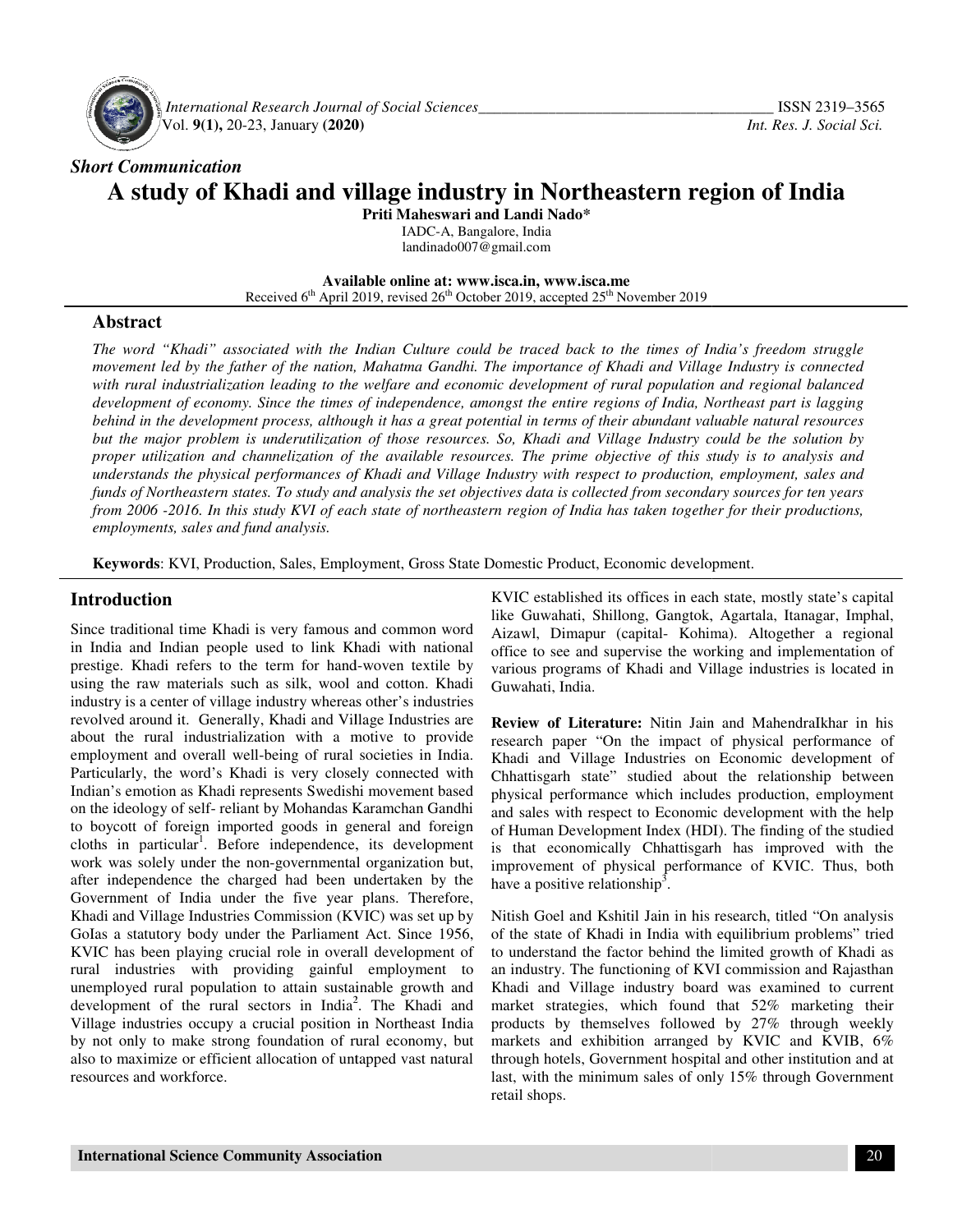*Short Communication*

# A study of Khadi and village industry in Northeastern region of India

**Priti Maheswari and Landi Nado***

IADC-A, Bangalore, India

landinado007@gmail.com

**Available online at: www.isca.in, www.isca.me**

Received 6th April 2019, revised 26th October 2019, accepted 25th November 2019

## Abstract

*The word "Khadi" associated with the Indian Culture could be traced back to the times of India's freedom struggle movement led by the father of the nation, Mahatma Gandhi. The importance of Khadi and Village Industry is connected with rural industrialization leading to the welfare and economic development of rural population and regional balanced development of economy. Since the times of independence, amongst the entire regions of India, Northeast part is lagging behind in the development process, although it has a great potential in terms of their abundant valuable natural resources but the major problem is underutilization of those resources. So, Khadi and Village Industry could be the solution by proper utilization and channelization of the available resources. The prime objective of this study is to analysis and understands the physical performances of Khadi and Village Industry with respect to production, employment, sales and funds of Northeastern states. To study and analysis the set objectives data is collected from secondary sources for ten years from 2006 -2016. In this study KVI of each state of northeastern region of India has taken together for their productions, employments, sales and fund analysis.*

**Keywords**: KVI, Production, Sales, Employment, Gross State Domestic Product, Economic development.

## Introduction

Since traditional time Khadi is very famous and common word in India and Indian people used to link Khadi with national prestige. Khadi refers to the term for hand-woven textile by using the raw materials such as silk, wool and cotton. Khadi industry is a center of village industry whereas other's industries revolved around it. Generally, Khadi and Village Industries are about the rural industrialization with a motive to provide employment and overall well-being of rural societies in India. Particularly, the word's Khadi is very closely connected with Indian's emotion as Khadi represents Swedishi movement based on the ideology of self- reliant by Mohandas Karamchan Gandhi to boycott of foreign imported goods in general and foreign cloths in particular[1]. Before independence, its development work was solely under the non-governmental organization but, after independence the charged had been undertaken by the Government of India under the five year plans. Therefore, Khadi and Village Industries Commission (KVIC) was set up by GoIas a statutory body under the Parliament Act. Since 1956, KVIC has been playing crucial role in overall development of rural industries with providing gainful employment to unemployed rural population to attain sustainable growth and development of the rural sectors in India[2]. The Khadi and Village industries occupy a crucial position in Northeast India by not only to make strong foundation of rural economy, but also to maximize or efficient allocation of untapped vast natural resources and workforce.

KVIC established its offices in each state, mostly state's capital like Guwahati, Shillong, Gangtok, Agartala, Itanagar, Imphal, Aizawl, Dimapur (capital- Kohima). Altogether a regional office to see and supervise the working and implementation of various programs of Khadi and Village industries is located in Guwahati, India.

**Review of Literature:** Nitin Jain and MahendraIkhar in his research paper "On the impact of physical performance of Khadi and Village Industries on Economic development of Chhattisgarh state" studied about the relationship between physical performance which includes production, employment and sales with respect to Economic development with the help of Human Development Index (HDI). The finding of the studied is that economically Chhattisgarh has improved with the improvement of physical performance of KVIC. Thus, both have a positive relationship[3].

Nitish Goel and Kshitil Jain in his research, titled "On analysis of the state of Khadi in India with equilibrium problems" tried to understand the factor behind the limited growth of Khadi as an industry. The functioning of KVI commission and Rajasthan Khadi and Village industry board was examined to current market strategies, which found that 52% marketing their products by themselves followed by 27% through weekly markets and exhibition arranged by KVIC and KVIB, 6% through hotels, Government hospital and other institution and at last, with the minimum sales of only 15% through Government retail shops.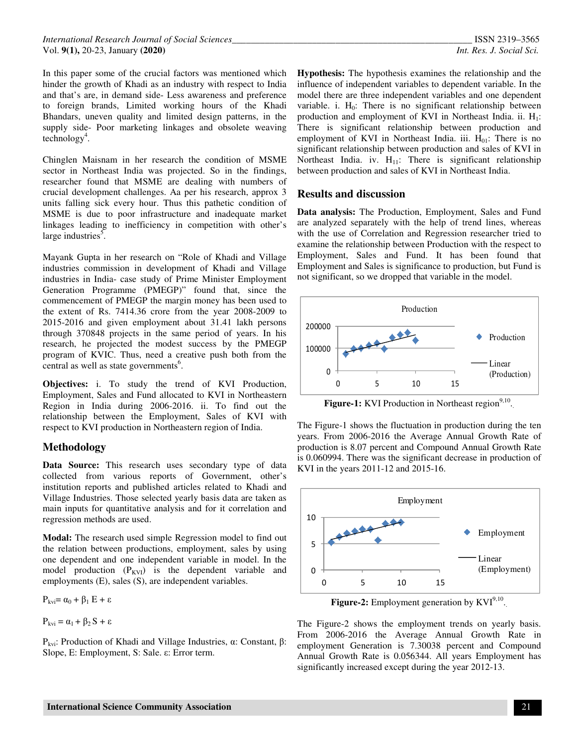In this paper some of the crucial factors was mentioned which hinder the growth of Khadi as an industry with respect to India and that's are, in demand side- Less awareness and preference to foreign brands, Limited working hours of the Khadi Bhandars, uneven quality and limited design patterns, in the supply side- Poor marketing linkages and obsolete weaving technology[4].

Chinglen Maisnam in her research the condition of MSME sector in Northeast India was projected. So in the findings, researcher found that MSME are dealing with numbers of crucial development challenges. Aa per his research, approx 3 units falling sick every hour. Thus this pathetic condition of MSME is due to poor infrastructure and inadequate market linkages leading to inefficiency in competition with other's large industries[5].

Mayank Gupta in her research on "Role of Khadi and Village industries commission in development of Khadi and Village industries in India- case study of Prime Minister Employment Generation Programme (PMEGP)" found that, since the commencement of PMEGP the margin money has been used to the extent of Rs. 7414.36 crore from the year 2008-2009 to 2015-2016 and given employment about 31.41 lakh persons through 370848 projects in the same period of years. In his research, he projected the modest success by the PMEGP program of KVIC. Thus, need a creative push both from the central as well as state governments[6].

**Objectives:** i. To study the trend of KVI Production, Employment, Sales and Fund allocated to KVI in Northeastern Region in India during 2006-2016. ii. To find out the relationship between the Employment, Sales of KVI with respect to KVI production in Northeastern region of India.

## Methodology

**Data Source:** This research uses secondary type of data collected from various reports of Government, other's institution reports and published articles related to Khadi and Village Industries. Those selected yearly basis data are taken as main inputs for quantitative analysis and for it correlation and regression methods are used.

**Modal:** The research used simple Regression model to find out the relation between productions, employment, sales by using one dependent and one independent variable in model. In the model production ($P_{KVI}$) is the dependent variable and employments (E), sales (S), are independent variables.

$$P_{kvi} = \alpha_0 + \beta_1 E + \varepsilon$$

$$P_{kvi} = \alpha_1 + \beta_2 S + \varepsilon$$

$P_{kvi}$: Production of Khadi and Village Industries, $\alpha$: Constant, $\beta$: Slope, E: Employment, S: Sale. $\varepsilon$: Error term.

**Hypothesis:** The hypothesis examines the relationship and the influence of independent variables to dependent variable. In the model there are three independent variables and one dependent variable. i. $H_0$: There is no significant relationship between production and employment of KVI in Northeast India. ii. $H_1$: There is significant relationship between production and employment of KVI in Northeast India. iii. $H_{01}$: There is no significant relationship between production and sales of KVI in Northeast India. iv. $H_{11}$: There is significant relationship between production and sales of KVI in Northeast India.

## Results and discussion

**Data analysis:** The Production, Employment, Sales and Fund are analyzed separately with the help of trend lines, whereas with the use of Correlation and Regression researcher tried to examine the relationship between Production with the respect to Employment, Sales and Fund. It has been found that Employment and Sales is significance to production, but Fund is not significant, so we dropped that variable in the model.

**Figure-1:** KVI Production in Northeast region[9,10].

The Figure-1 shows the fluctuation in production during the ten years. From 2006-2016 the Average Annual Growth Rate of production is 8.07 percent and Compound Annual Growth Rate is 0.060994. There was the significant decrease in production of KVI in the years 2011-12 and 2015-16.

**Figure-2:** Employment generation by KVI[9,10].

The Figure-2 shows the employment trends on yearly basis. From 2006-2016 the Average Annual Growth Rate in employment Generation is 7.30038 percent and Compound Annual Growth Rate is 0.056344. All years Employment has significantly increased except during the year 2012-13.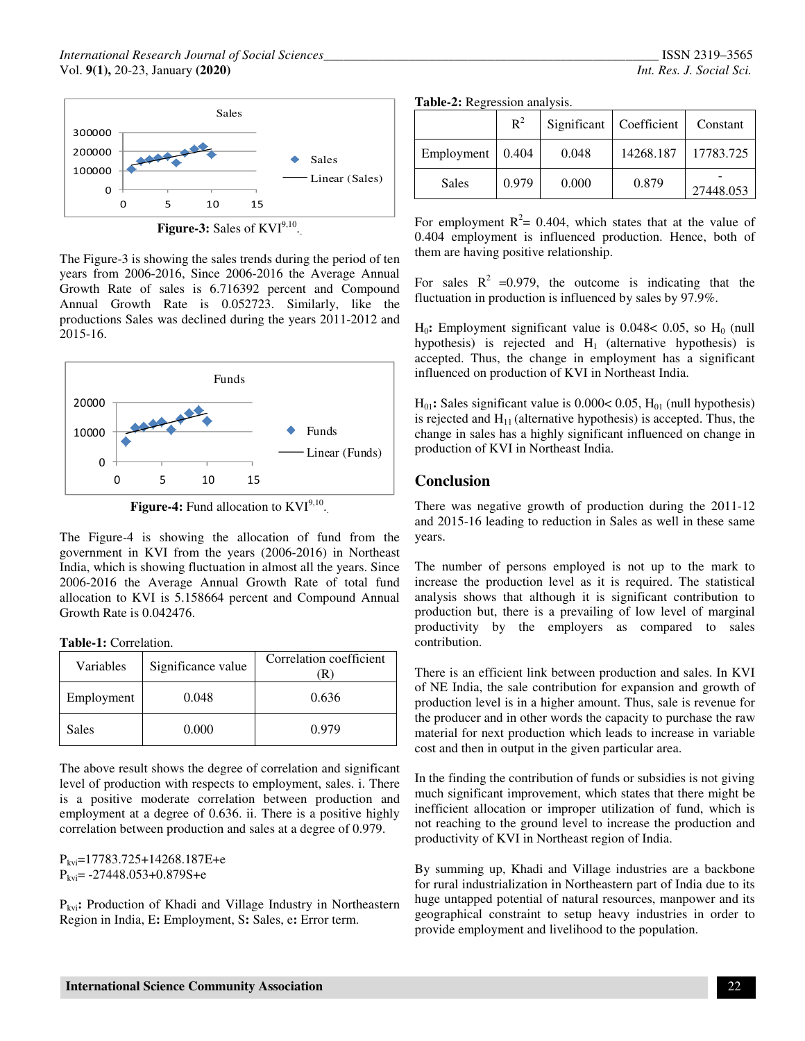Figure-3: Sales of KVI[9,10].

The Figure-3 is showing the sales trends during the period of ten years from 2006-2016, Since 2006-2016 the Average Annual Growth Rate of sales is 6.716392 percent and Compound Annual Growth Rate is 0.052723. Similarly, like the productions Sales was declined during the years 2011-2012 and 2015-16.

Figure-4: Fund allocation to KVI[9,10].

The Figure-4 is showing the allocation of fund from the government in KVI from the years (2006-2016) in Northeast India, which is showing fluctuation in almost all the years. Since 2006-2016 the Average Annual Growth Rate of total fund allocation to KVI is 5.158664 percent and Compound Annual Growth Rate is 0.042476.

**Table-1:** Correlation.

| Variables | Significance value | Correlation coefficient (R) |
|---|---|---|
| Employment | 0.048 | 0.636 |
| Sales | 0.000 | 0.979 |

The above result shows the degree of correlation and significant level of production with respects to employment, sales. i. There is a positive moderate correlation between production and employment at a degree of 0.636. ii. There is a positive highly correlation between production and sales at a degree of 0.979.

$P_{kvi}$=17783.725+14268.187E+e
$P_{kvi}$= -27448.053+0.879S+e

$P_{kvi}$**:** Production of Khadi and Village Industry in Northeastern Region in India, E**:** Employment, S**:** Sales, e**:** Error term.

**Table-2:** Regression analysis.

| | $R^2$ | Significant | Coefficient | Constant |
|---|---|---|---|---|
| Employment | 0.404 | 0.048 | 14268.187 | 17783.725 |
| Sales | 0.979 | 0.000 | 0.879 | -27448.053 |

For employment $R^2$= 0.404, which states that at the value of 0.404 employment is influenced production. Hence, both of them are having positive relationship.

For sales $R^2$ =0.979, the outcome is indicating that the fluctuation in production is influenced by sales by 97.9%.

$H_0$**:** Employment significant value is 0.048< 0.05, so $H_0$ (null hypothesis) is rejected and $H_1$ (alternative hypothesis) is accepted. Thus, the change in employment has a significant influenced on production of KVI in Northeast India.

$H_{01}$**:** Sales significant value is 0.000< 0.05, $H_{01}$ (null hypothesis) is rejected and $H_{11}$ (alternative hypothesis) is accepted. Thus, the change in sales has a highly significant influenced on change in production of KVI in Northeast India.

## Conclusion

There was negative growth of production during the 2011-12 and 2015-16 leading to reduction in Sales as well in these same years.

The number of persons employed is not up to the mark to increase the production level as it is required. The statistical analysis shows that although it is significant contribution to production but, there is a prevailing of low level of marginal productivity by the employers as compared to sales contribution.

There is an efficient link between production and sales. In KVI of NE India, the sale contribution for expansion and growth of production level is in a higher amount. Thus, sale is revenue for the producer and in other words the capacity to purchase the raw material for next production which leads to increase in variable cost and then in output in the given particular area.

In the finding the contribution of funds or subsidies is not giving much significant improvement, which states that there might be inefficient allocation or improper utilization of fund, which is not reaching to the ground level to increase the production and productivity of KVI in Northeast region of India.

By summing up, Khadi and Village industries are a backbone for rural industrialization in Northeastern part of India due to its huge untapped potential of natural resources, manpower and its geographical constraint to setup heavy industries in order to provide employment and livelihood to the population.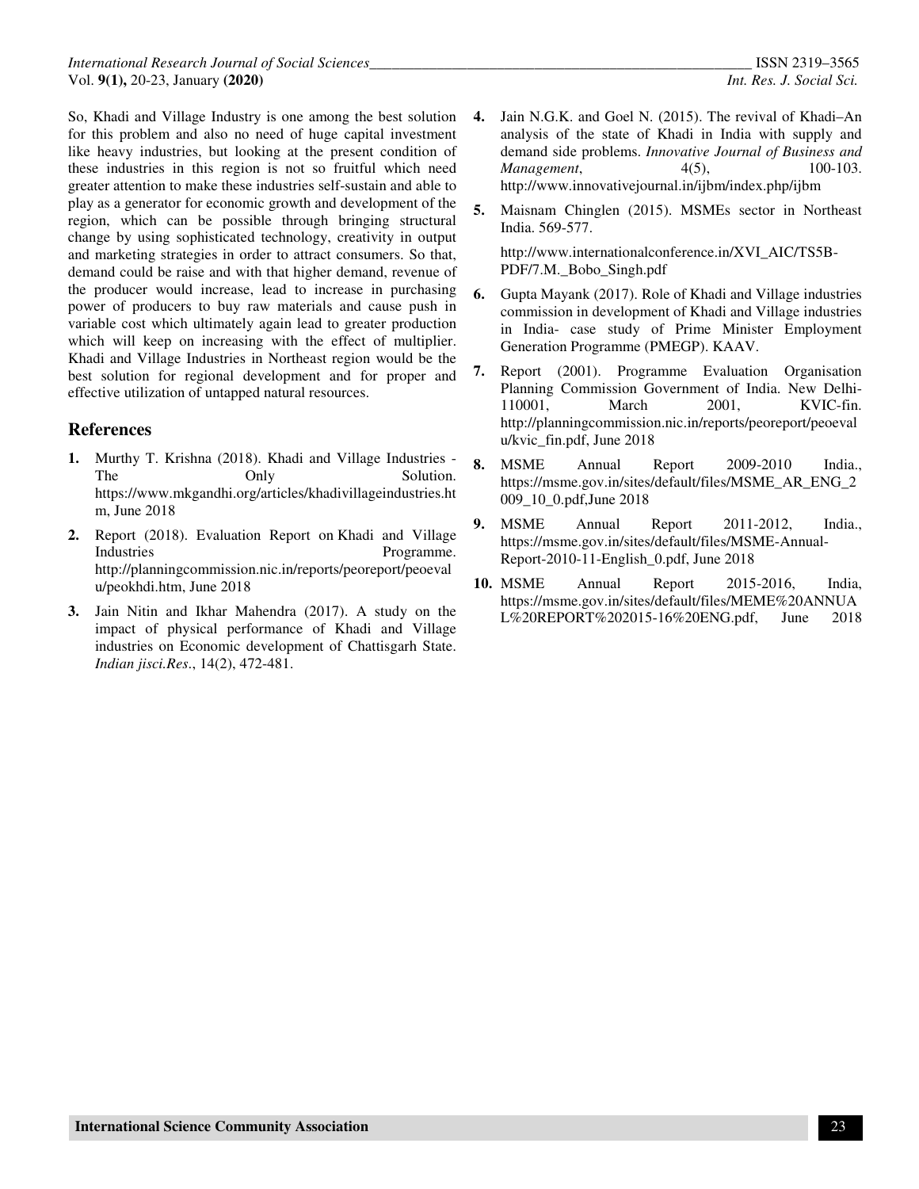So, Khadi and Village Industry is one among the best solution for this problem and also no need of huge capital investment like heavy industries, but looking at the present condition of these industries in this region is not so fruitful which need greater attention to make these industries self-sustain and able to play as a generator for economic growth and development of the region, which can be possible through bringing structural change by using sophisticated technology, creativity in output and marketing strategies in order to attract consumers. So that, demand could be raise and with that higher demand, revenue of the producer would increase, lead to increase in purchasing power of producers to buy raw materials and cause push in variable cost which ultimately again lead to greater production which will keep on increasing with the effect of multiplier. Khadi and Village Industries in Northeast region would be the best solution for regional development and for proper and effective utilization of untapped natural resources.

## References

1. Murthy T. Krishna (2018). Khadi and Village Industries - The Only Solution. https://www.mkgandhi.org/articles/khadivillageindustries.htm, June 2018
2. Report (2018). Evaluation Report on Khadi and Village Industries Programme. http://planningcommission.nic.in/reports/peoreport/peoevalu/peokhdi.htm, June 2018
3. Jain Nitin and Ikhar Mahendra (2017). A study on the impact of physical performance of Khadi and Village industries on Economic development of Chattisgarh State. *Indian jisci.Res*., 14(2), 472-481.
4. Jain N.G.K. and Goel N. (2015). The revival of Khadi–An analysis of the state of Khadi in India with supply and demand side problems. *Innovative Journal of Business and Management*, 4(5), 100-103. http://www.innovativejournal.in/ijbm/index.php/ijbm
5. Maisnam Chinglen (2015). MSMEs sector in Northeast India. 569-577.

   http://www.internationalconference.in/XVI_AIC/TS5B-PDF/7.M._Bobo_Singh.pdf
6. Gupta Mayank (2017). Role of Khadi and Village industries commission in development of Khadi and Village industries in India- case study of Prime Minister Employment Generation Programme (PMEGP). KAAV.
7. Report (2001). Programme Evaluation Organisation Planning Commission Government of India. New Delhi-110001, March 2001, KVIC-fin. http://planningcommission.nic.in/reports/peoreport/peoevalu/kvic_fin.pdf, June 2018
8. MSME Annual Report 2009-2010 India., https://msme.gov.in/sites/default/files/MSME_AR_ENG_2009_10_0.pdf,June 2018
9. MSME Annual Report 2011-2012, India., https://msme.gov.in/sites/default/files/MSME-Annual-Report-2010-11-English_0.pdf, June 2018
10. MSME Annual Report 2015-2016, India, https://msme.gov.in/sites/default/files/MEME%20ANNUAL%20REPORT%202015-16%20ENG.pdf, June 2018